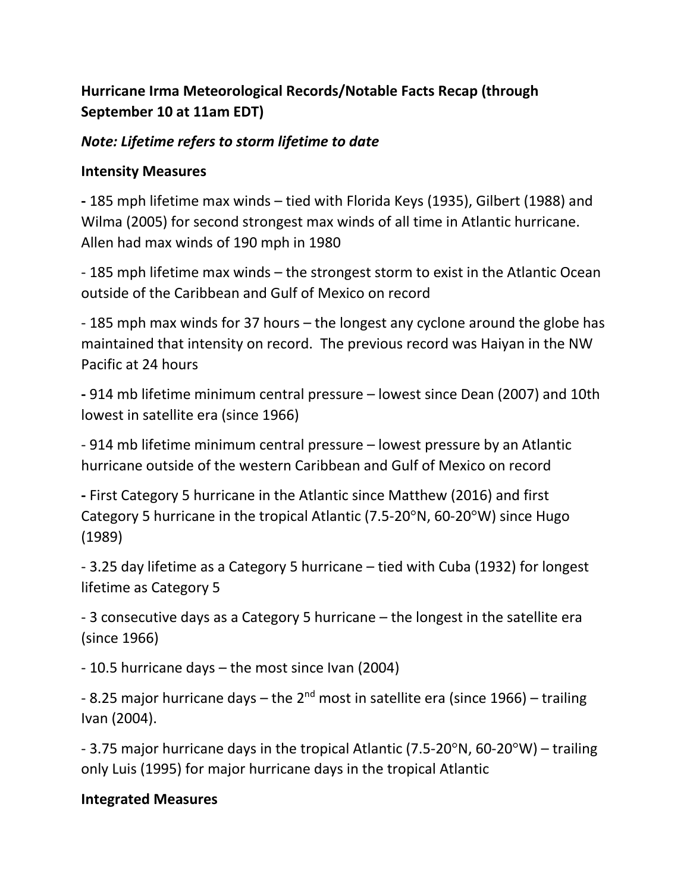**Hurricane Irma Meteorological Records/Notable Facts Recap (through September 10 at 11am EDT)**

***Note: Lifetime refers to storm lifetime to date***

**Intensity Measures**

- 185 mph lifetime max winds – tied with Florida Keys (1935), Gilbert (1988) and Wilma (2005) for second strongest max winds of all time in Atlantic hurricane. Allen had max winds of 190 mph in 1980
- 185 mph lifetime max winds – the strongest storm to exist in the Atlantic Ocean outside of the Caribbean and Gulf of Mexico on record
- 185 mph max winds for 37 hours – the longest any cyclone around the globe has maintained that intensity on record. The previous record was Haiyan in the NW Pacific at 24 hours
- 914 mb lifetime minimum central pressure – lowest since Dean (2007) and 10th lowest in satellite era (since 1966)
- 914 mb lifetime minimum central pressure – lowest pressure by an Atlantic hurricane outside of the western Caribbean and Gulf of Mexico on record
- First Category 5 hurricane in the Atlantic since Matthew (2016) and first Category 5 hurricane in the tropical Atlantic (7.5-20°N, 60-20°W) since Hugo (1989)
- 3.25 day lifetime as a Category 5 hurricane – tied with Cuba (1932) for longest lifetime as Category 5
- 3 consecutive days as a Category 5 hurricane – the longest in the satellite era (since 1966)
- 10.5 hurricane days – the most since Ivan (2004)
- 8.25 major hurricane days – the 2nd most in satellite era (since 1966) – trailing Ivan (2004).
- 3.75 major hurricane days in the tropical Atlantic (7.5-20°N, 60-20°W) – trailing only Luis (1995) for major hurricane days in the tropical Atlantic

**Integrated Measures**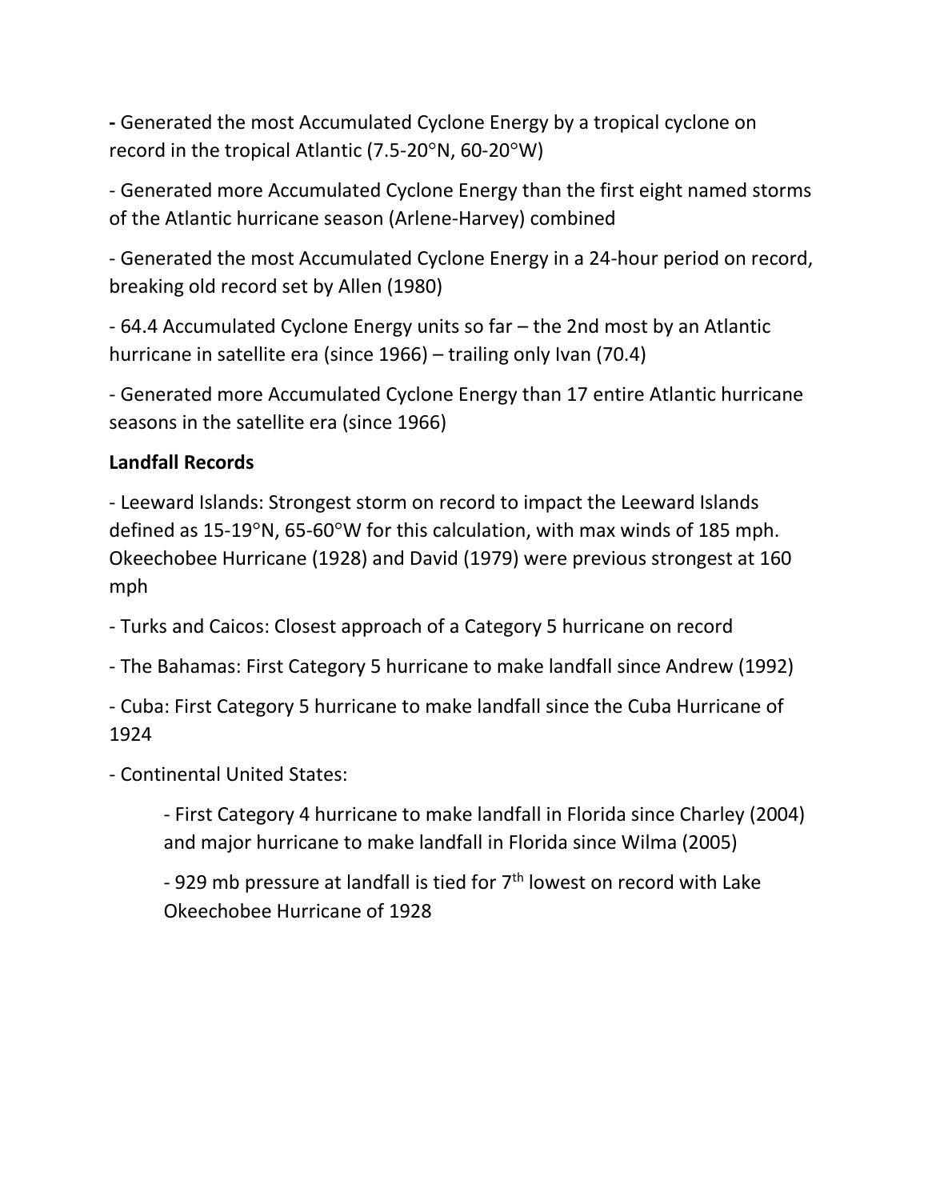- Generated the most Accumulated Cyclone Energy by a tropical cyclone on record in the tropical Atlantic (7.5-20°N, 60-20°W)

- Generated more Accumulated Cyclone Energy than the first eight named storms of the Atlantic hurricane season (Arlene-Harvey) combined

- Generated the most Accumulated Cyclone Energy in a 24-hour period on record, breaking old record set by Allen (1980)

- 64.4 Accumulated Cyclone Energy units so far – the 2nd most by an Atlantic hurricane in satellite era (since 1966) – trailing only Ivan (70.4)

- Generated more Accumulated Cyclone Energy than 17 entire Atlantic hurricane seasons in the satellite era (since 1966)

**Landfall Records**

- Leeward Islands: Strongest storm on record to impact the Leeward Islands defined as 15-19°N, 65-60°W for this calculation, with max winds of 185 mph. Okeechobee Hurricane (1928) and David (1979) were previous strongest at 160 mph

- Turks and Caicos: Closest approach of a Category 5 hurricane on record

- The Bahamas: First Category 5 hurricane to make landfall since Andrew (1992)

- Cuba: First Category 5 hurricane to make landfall since the Cuba Hurricane of 1924

- Continental United States:

    - First Category 4 hurricane to make landfall in Florida since Charley (2004) and major hurricane to make landfall in Florida since Wilma (2005)

    - 929 mb pressure at landfall is tied for 7th lowest on record with Lake Okeechobee Hurricane of 1928